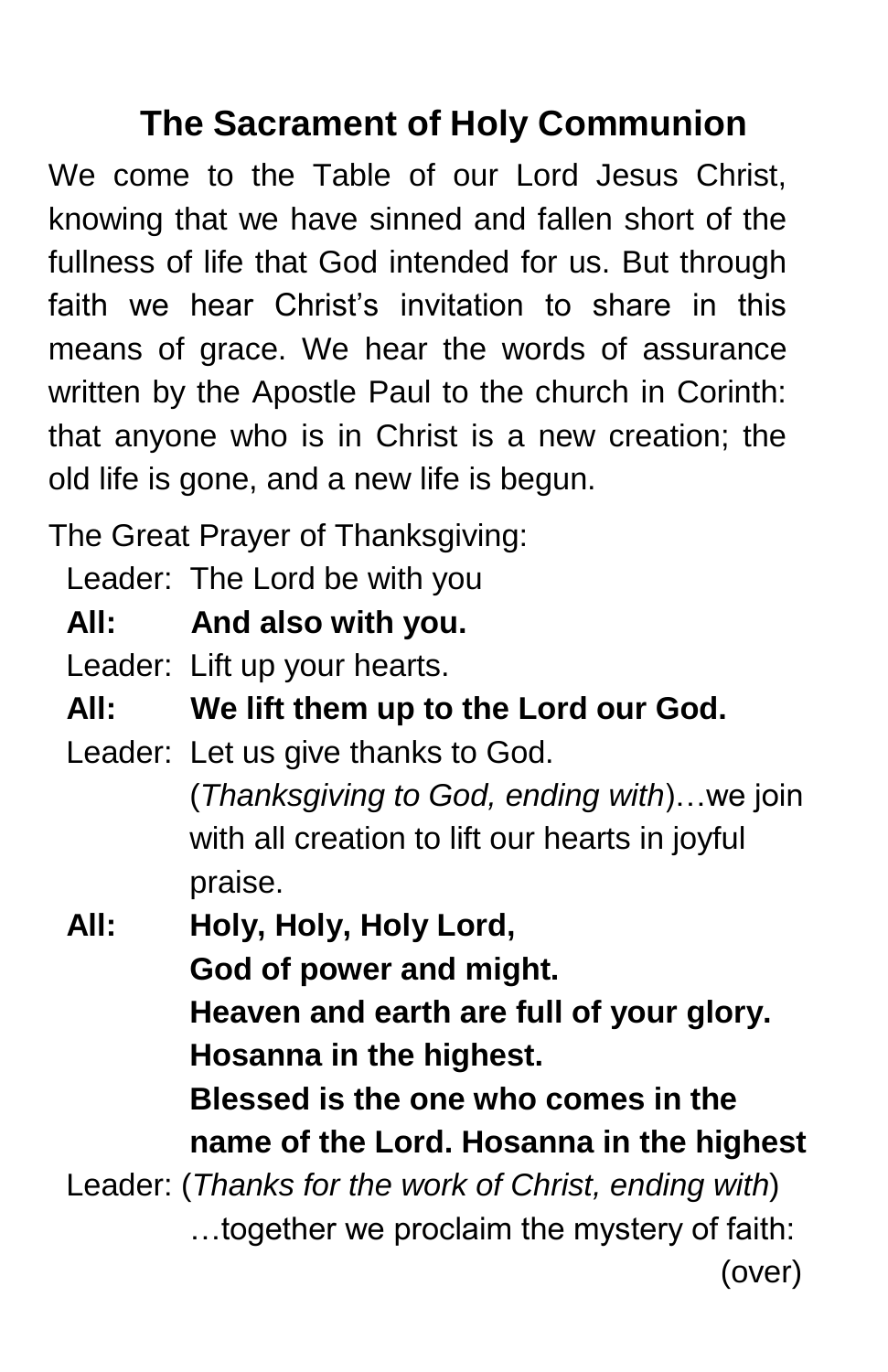# The Sacrament of Holy Communion

We come to the Table of our Lord Jesus Christ, knowing that we have sinned and fallen short of the fullness of life that God intended for us. But through faith we hear Christ's invitation to share in this means of grace. We hear the words of assurance written by the Apostle Paul to the church in Corinth: that anyone who is in Christ is a new creation; the old life is gone, and a new life is begun.

The Great Prayer of Thanksgiving:

Leader: The Lord be with you

**All: And also with you.**

Leader: Lift up your hearts.

**All: We lift them up to the Lord our God.**

Leader: Let us give thanks to God.
(*Thanksgiving to God, ending with*)…we join with all creation to lift our hearts in joyful praise.

**All: Holy, Holy, Holy Lord,**
**God of power and might.**
**Heaven and earth are full of your glory.**
**Hosanna in the highest.**
**Blessed is the one who comes in the name of the Lord. Hosanna in the highest**

Leader: (*Thanks for the work of Christ, ending with*)
…together we proclaim the mystery of faith:

(over)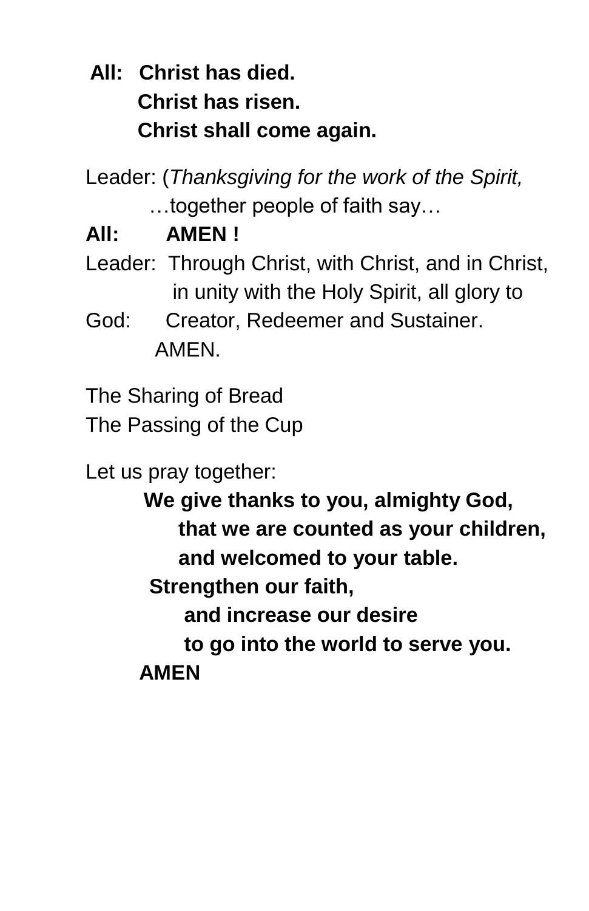**All: Christ has died.**
**Christ has risen.**
**Christ shall come again.**

Leader: (*Thanksgiving for the work of the Spirit,*
…together people of faith say…

**All: AMEN !**

Leader: Through Christ, with Christ, and in Christ,
in unity with the Holy Spirit, all glory to
God: Creator, Redeemer and Sustainer.
AMEN.

The Sharing of Bread
The Passing of the Cup

Let us pray together:

**We give thanks to you, almighty God,**
**that we are counted as your children,**
**and welcomed to your table.**
**Strengthen our faith,**
**and increase our desire**
**to go into the world to serve you.**
**AMEN**